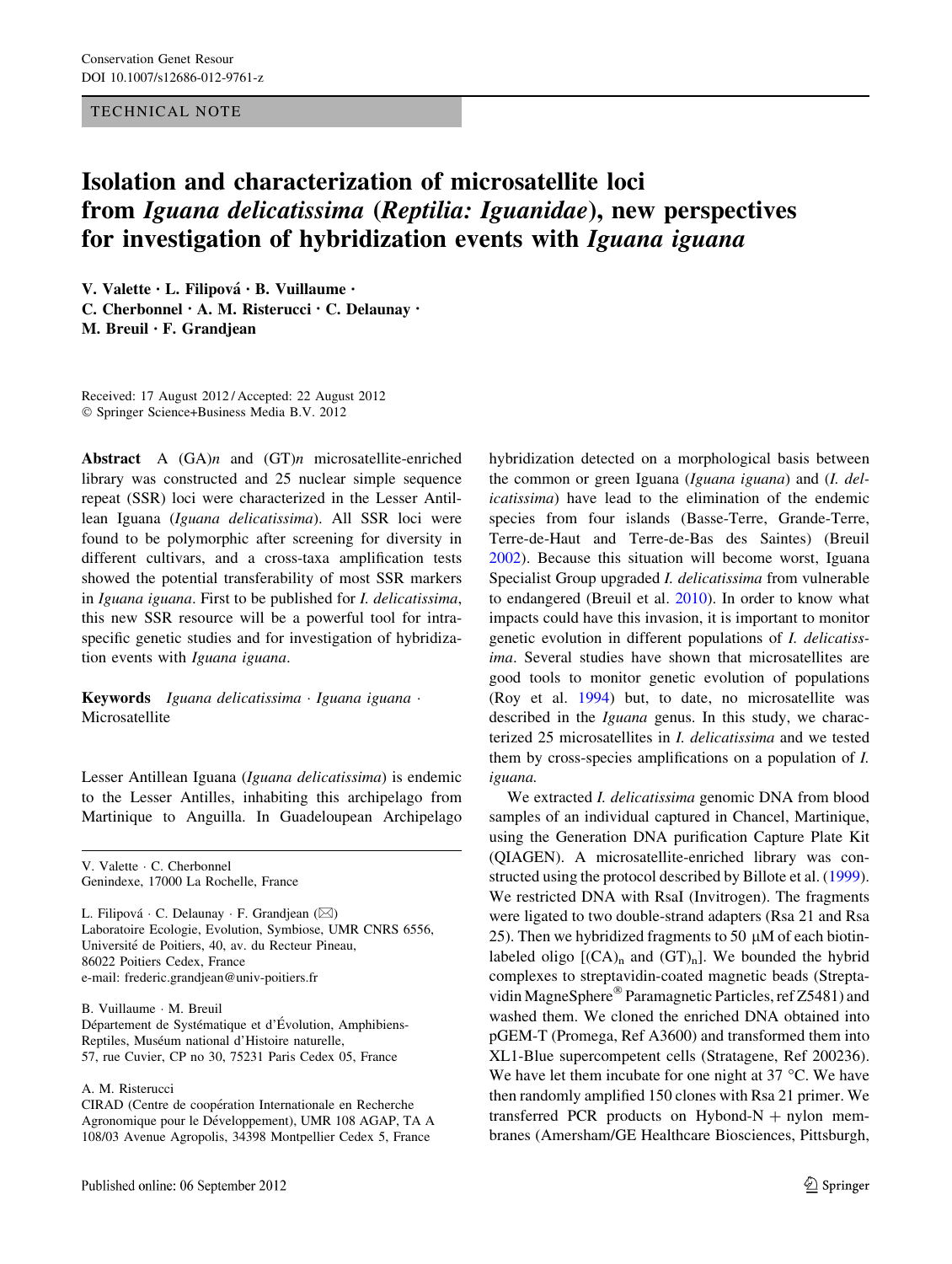TECHNICAL NOTE

# Isolation and characterization of microsatellite loci from *Iguana delicatissima* (*Reptilia: Iguanidae*), new perspectives for investigation of hybridization events with *Iguana iguana*

V. Valette · L. Filipová · B. Vuillaume · C. Cherbonnel · A. M. Risterucci · C. Delaunay · M. Breuil · F. Grandjean

Received: 17 August 2012 / Accepted: 22 August 2012
© Springer Science+Business Media B.V. 2012

**Abstract** A (GA)*n* and (GT)*n* microsatellite-enriched library was constructed and 25 nuclear simple sequence repeat (SSR) loci were characterized in the Lesser Antillean Iguana (*Iguana delicatissima*). All SSR loci were found to be polymorphic after screening for diversity in different cultivars, and a cross-taxa amplification tests showed the potential transferability of most SSR markers in *Iguana iguana*. First to be published for *I. delicatissima*, this new SSR resource will be a powerful tool for intra-specific genetic studies and for investigation of hybridization events with *Iguana iguana*.

**Keywords** *Iguana delicatissima* · *Iguana iguana* · Microsatellite

Lesser Antillean Iguana (*Iguana delicatissima*) is endemic to the Lesser Antilles, inhabiting this archipelago from Martinique to Anguilla. In Guadeloupean Archipelago hybridization detected on a morphological basis between the common or green Iguana (*Iguana iguana*) and (*I. delicatissima*) have lead to the elimination of the endemic species from four islands (Basse-Terre, Grande-Terre, Terre-de-Haut and Terre-de-Bas des Saintes) (Breuil 2002). Because this situation will become worst, Iguana Specialist Group upgraded *I. delicatissima* from vulnerable to endangered (Breuil et al. 2010). In order to know what impacts could have this invasion, it is important to monitor genetic evolution in different populations of *I. delicatissima*. Several studies have shown that microsatellites are good tools to monitor genetic evolution of populations (Roy et al. 1994) but, to date, no microsatellite was described in the *Iguana* genus. In this study, we characterized 25 microsatellites in *I. delicatissima* and we tested them by cross-species amplifications on a population of *I. iguana*.

We extracted *I. delicatissima* genomic DNA from blood samples of an individual captured in Chancel, Martinique, using the Generation DNA purification Capture Plate Kit (QIAGEN). A microsatellite-enriched library was constructed using the protocol described by Billote et al. (1999). We restricted DNA with RsaI (Invitrogen). The fragments were ligated to two double-strand adapters (Rsa 21 and Rsa 25). Then we hybridized fragments to 50 μM of each biotin-labeled oligo [$(CA)_n$ and $(GT)_n$]. We bounded the hybrid complexes to streptavidin-coated magnetic beads (Streptavidin MagneSphere® Paramagnetic Particles, ref Z5481) and washed them. We cloned the enriched DNA obtained into pGEM-T (Promega, Ref A3600) and transformed them into XL1-Blue supercompetent cells (Stratagene, Ref 200236). We have let them incubate for one night at 37 °C. We have then randomly amplified 150 clones with Rsa 21 primer. We transferred PCR products on Hybond-N + nylon membranes (Amersham/GE Healthcare Biosciences, Pittsburgh,

V. Valette · C. Cherbonnel
Genindexe, 17000 La Rochelle, France

L. Filipová · C. Delaunay · F. Grandjean (✉)
Laboratoire Ecologie, Evolution, Symbiose, UMR CNRS 6556, Université de Poitiers, 40, av. du Recteur Pineau, 86022 Poitiers Cedex, France
e-mail: frederic.grandjean@univ-poitiers.fr

B. Vuillaume · M. Breuil
Département de Systématique et d'Évolution, Amphibiens-Reptiles, Muséum national d'Histoire naturelle, 57, rue Cuvier, CP no 30, 75231 Paris Cedex 05, France

A. M. Risterucci
CIRAD (Centre de coopération Internationale en Recherche Agronomique pour le Développement), UMR 108 AGAP, TA A 108/03 Avenue Agropolis, 34398 Montpellier Cedex 5, France

Published online: 06 September 2012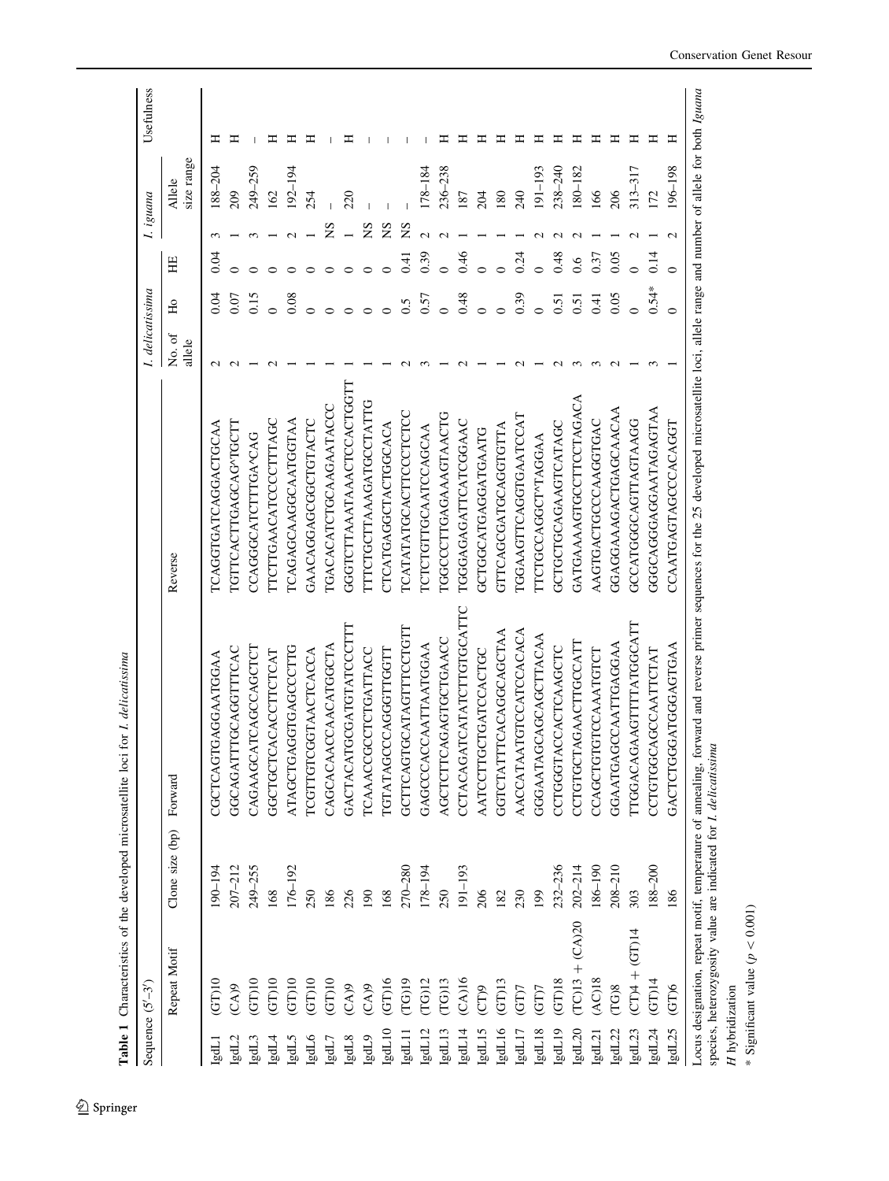**Table 1** Characteristics of the developed microsatellite loci for *I. delicatissima*

| Sequence (5′-3′) | | | | | *I. delicatissima* | | | *I. iguana* | | Usefulness |
|---|---|---|---|---|---|---|---|---|---|---|
| | Repeat Motif | Clone size (bp) | Forward | Reverse | No. of allele | Ho | HE | | Allele size range | |
| IgdL1 | (GT)10 | 190–194 | CGCTCAGTGAGGAATGGAA | TCAGGTGATCAGGACTGCAA | 2 | 0.04 | 0.04 | 3 | 188–204 | H |
| IgdL2 | (CA)9 | 207–212 | GGCAGATTTGCAGGTTTCAC | TGTTCACTTGAGCAG^TGCTT | 2 | 0.07 | 0 | 1 | 209 | H |
| IgdL3 | (GT)10 | 249–255 | CAGAAGCATCAGCCAGCTCT | CCAGGGCATCTTTGA^CAG | 1 | 0.15 | 0 | 3 | 249–259 | – |
| IgdL4 | (GT)10 | 168 | GGCTGCTCACACCTTCTCAT | TTCTTGAACATCCCCTTTAGC | 2 | 0 | 0 | 1 | 162 | H |
| IgdL5 | (GT)10 | 176–192 | ATAGCTGAGGTGAGCCCTTG | TCAGAGCAAGGCAATGGTAA | 1 | 0.08 | 0 | 2 | 192–194 | H |
| IgdL6 | (GT)10 | 250 | TCGTTGTCGGTAACTCACCA | GAACAGGAGCGGCTGTACTC | 1 | 0 | 0 | 1 | 254 | H |
| IgdL7 | (GT)10 | 186 | CAGCACAACCAACATGGCTA | TGACACATCTGCAAGAATACCC | 1 | 0 | 0 | NS | – | – |
| IgdL8 | (CA)9 | 226 | GACTACATGCGATGTATCCCTTT | GGGTCTTAAATAAACTCCACTGGTT | 1 | 0 | 0 | 1 | 220 | H |
| IgdL9 | (CA)9 | 190 | TCAAACCGCCTCTGATTACC | TTTCTGCTTAAAGATGCCTATTG | 1 | 0 | 0 | NS | – | – |
| IgdL10 | (GT)16 | 168 | TGTATAGCCCAGGGTTGGTT | CTCATGAGGCTACTGGCACA | 1 | 0 | 0 | NS | – | – |
| IgdL11 | (TG)19 | 270–280 | GCTTCAGTGCATAGTTCCTGTT | TCATATATGCACTTCCCTCTCC | 2 | 0.5 | 0.41 | NS | – | – |
| IgdL12 | (TG)12 | 178–194 | GAGCCCACCAATTAATGGAA | TCTCTGTTGCAATCCAGCAA | 3 | 0.57 | 0.39 | 2 | 178–184 | – |
| IgdL13 | (TG)13 | 250 | AGCTCTTCAGAGTGCTGAACC | TGGCCCTTGAGAAAGTAACTG | 1 | 0 | 0 | 2 | 236–238 | H |
| IgdL14 | (CA)16 | 191–193 | CCTACAGATCATATCTTGTGCATTC | TGGGAGAGATTCATCGGAAC | 2 | 0.48 | 0.46 | 1 | 187 | H |
| IgdL15 | (CT)9 | 206 | AATCCTTGCTGATCCACTGC | GCTGGCATGAGGATGAATG | 1 | 0 | 0 | 1 | 204 | H |
| IgdL16 | (GT)13 | 182 | GGTCTATTTCACAGGCAGCTAA | GTTCAGCGATGCAGGTGTTA | 1 | 0 | 0 | 1 | 180 | H |
| IgdL17 | (GT)7 | 230 | AACCATAATGTCCATCCACACA | TGGAAGTTCAGGTGAATCCAT | 2 | 0.39 | 0.24 | 1 | 240 | H |
| IgdL18 | (GT)7 | 199 | GGGAATAGCAGCAGCTTACAA | TTCTGCCAGGCT^TAGGAA | 1 | 0 | 0 | 2 | 191–193 | H |
| IgdL19 | (GT)18 | 232–236 | CCTGGTACCACTCAAGCTC | GCTGCTGCAGAAGTCATAGC | 2 | 0.51 | 0.48 | 2 | 238–240 | H |
| IgdL20 | (TC)13 + (CA)20 | 202–214 | CCTGTGCTAGAACTTGCCATT | GATGAAAAGTGCCTTCCTAGACA | 3 | 0.51 | 0.6 | 2 | 180–182 | H |
| IgdL21 | (AC)18 | 186–190 | CCAGCTGTGTCCAAATGTCT | AAGTGACTGCCCAAGGTGAC | 3 | 0.41 | 0.37 | 1 | 166 | H |
| IgdL22 | (TG)8 | 208–210 | GGAATGAGCCAATTGAGGAA | GGAGGAAAGACTGAGCAACAA | 2 | 0.05 | 0.05 | 1 | 206 | H |
| IgdL23 | (CT)4 + (GT)14 | 303 | TTGGACAGAAGTTTTATGGCATT | GCCATGGGCAGTTAGTAAGG | 1 | 0 | 0 | 2 | 313–317 | H |
| IgdL24 | (GT)14 | 188–200 | CCTGTGCAGCCAATTCTAT | GGGCAGGGAGGAATAGAGTAA | 3 | 0.54* | 0.14 | 1 | 172 | H |
| IgdL25 | (GT)6 | 186 | GACTCTGGGATGGAGTGAA | CCAATGAGTAGCCCACAGGT | 1 | 0 | 0 | 2 | 196–198 | H |

Locus designation, repeat motif, temperature of annealing, forward and reverse primer sequences for the 25 developed microsatellite loci, allele range and number of allele for both *Iguana* species, heterozygosity value are indicated for *I. delicatissima*

*H* hybridization

\* Significant value ($p < 0.001$)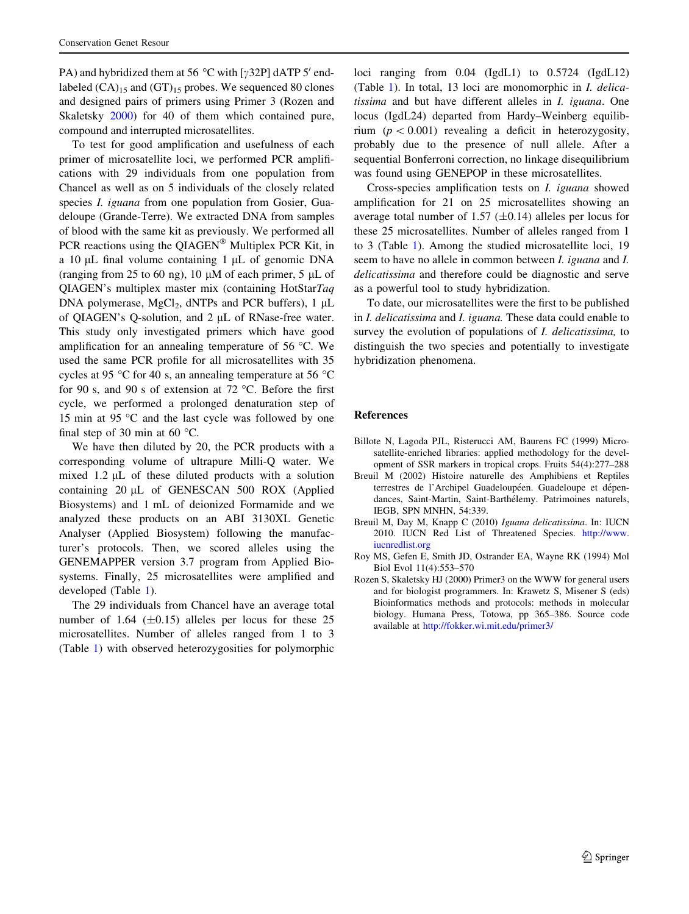PA) and hybridized them at 56 °C with [$\gamma$32P] dATP 5′ end-labeled $(CA)_{15}$ and $(GT)_{15}$ probes. We sequenced 80 clones and designed pairs of primers using Primer 3 (Rozen and Skaletsky 2000) for 40 of them which contained pure, compound and interrupted microsatellites.

To test for good amplification and usefulness of each primer of microsatellite loci, we performed PCR amplifications with 29 individuals from one population from Chancel as well as on 5 individuals of the closely related species *I. iguana* from one population from Gosier, Guadeloupe (Grande-Terre). We extracted DNA from samples of blood with the same kit as previously. We performed all PCR reactions using the QIAGEN® Multiplex PCR Kit, in a 10 μL final volume containing 1 μL of genomic DNA (ranging from 25 to 60 ng), 10 μM of each primer, 5 μL of QIAGEN's multiplex master mix (containing HotStar*Taq* DNA polymerase, $MgCl_2$, dNTPs and PCR buffers), 1 μL of QIAGEN's Q-solution, and 2 μL of RNase-free water. This study only investigated primers which have good amplification for an annealing temperature of 56 °C. We used the same PCR profile for all microsatellites with 35 cycles at 95 °C for 40 s, an annealing temperature at 56 °C for 90 s, and 90 s of extension at 72 °C. Before the first cycle, we performed a prolonged denaturation step of 15 min at 95 °C and the last cycle was followed by one final step of 30 min at 60 °C.

We have then diluted by 20, the PCR products with a corresponding volume of ultrapure Milli-Q water. We mixed 1.2 μL of these diluted products with a solution containing 20 μL of GENESCAN 500 ROX (Applied Biosystems) and 1 mL of deionized Formamide and we analyzed these products on an ABI 3130XL Genetic Analyser (Applied Biosystem) following the manufacturer's protocols. Then, we scored alleles using the GENEMAPPER version 3.7 program from Applied Biosystems. Finally, 25 microsatellites were amplified and developed (Table 1).

The 29 individuals from Chancel have an average total number of 1.64 (±0.15) alleles per locus for these 25 microsatellites. Number of alleles ranged from 1 to 3 (Table 1) with observed heterozygosities for polymorphic loci ranging from 0.04 (IgdL1) to 0.5724 (IgdL12) (Table 1). In total, 13 loci are monomorphic in *I. delicatissima* and but have different alleles in *I. iguana*. One locus (IgdL24) departed from Hardy–Weinberg equilibrium ($p < 0.001$) revealing a deficit in heterozygosity, probably due to the presence of null allele. After a sequential Bonferroni correction, no linkage disequilibrium was found using GENEPOP in these microsatellites.

Cross-species amplification tests on *I. iguana* showed amplification for 21 on 25 microsatellites showing an average total number of 1.57 (±0.14) alleles per locus for these 25 microsatellites. Number of alleles ranged from 1 to 3 (Table 1). Among the studied microsatellite loci, 19 seem to have no allele in common between *I. iguana* and *I. delicatissima* and therefore could be diagnostic and serve as a powerful tool to study hybridization.

To date, our microsatellites were the first to be published in *I. delicatissima* and *I. iguana.* These data could enable to survey the evolution of populations of *I. delicatissima,* to distinguish the two species and potentially to investigate hybridization phenomena.

## References

Billote N, Lagoda PJL, Risterucci AM, Baurens FC (1999) Microsatellite-enriched libraries: applied methodology for the development of SSR markers in tropical crops. Fruits 54(4):277–288

Breuil M (2002) Histoire naturelle des Amphibiens et Reptiles terrestres de l'Archipel Guadeloupéen. Guadeloupe et dépendances, Saint-Martin, Saint-Barthélemy. Patrimoines naturels, IEGB, SPN MNHN, 54:339.

Breuil M, Day M, Knapp C (2010) *Iguana delicatissima*. In: IUCN 2010. IUCN Red List of Threatened Species. http://www.iucnredlist.org

Roy MS, Gefen E, Smith JD, Ostrander EA, Wayne RK (1994) Mol Biol Evol 11(4):553–570

Rozen S, Skaletsky HJ (2000) Primer3 on the WWW for general users and for biologist programmers. In: Krawetz S, Misener S (eds) Bioinformatics methods and protocols: methods in molecular biology. Humana Press, Totowa, pp 365–386. Source code available at http://fokker.wi.mit.edu/primer3/